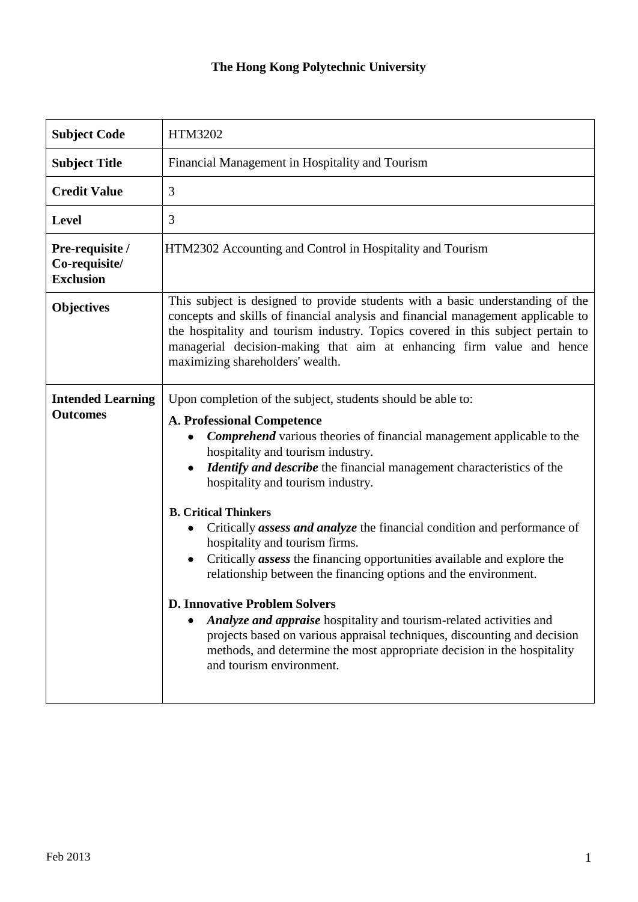# The Hong Kong Polytechnic University

| | |
|---|---|
| **Subject Code** | HTM3202 |
| **Subject Title** | Financial Management in Hospitality and Tourism |
| **Credit Value** | 3 |
| **Level** | 3 |
| **Pre-requisite / Co-requisite/ Exclusion** | HTM2302 Accounting and Control in Hospitality and Tourism |
| **Objectives** | This subject is designed to provide students with a basic understanding of the concepts and skills of financial analysis and financial management applicable to the hospitality and tourism industry. Topics covered in this subject pertain to managerial decision-making that aim at enhancing firm value and hence maximizing shareholders' wealth. |
| **Intended Learning Outcomes** | Upon completion of the subject, students should be able to:<br>**A. Professional Competence**<br>• ***Comprehend*** various theories of financial management applicable to the hospitality and tourism industry.<br>• ***Identify and describe*** the financial management characteristics of the hospitality and tourism industry.<br><br>**B. Critical Thinkers**<br>• Critically ***assess and analyze*** the financial condition and performance of hospitality and tourism firms.<br>• Critically ***assess*** the financing opportunities available and explore the relationship between the financing options and the environment.<br><br>**D. Innovative Problem Solvers**<br>• ***Analyze and appraise*** hospitality and tourism-related activities and projects based on various appraisal techniques, discounting and decision methods, and determine the most appropriate decision in the hospitality and tourism environment. |

Feb 2013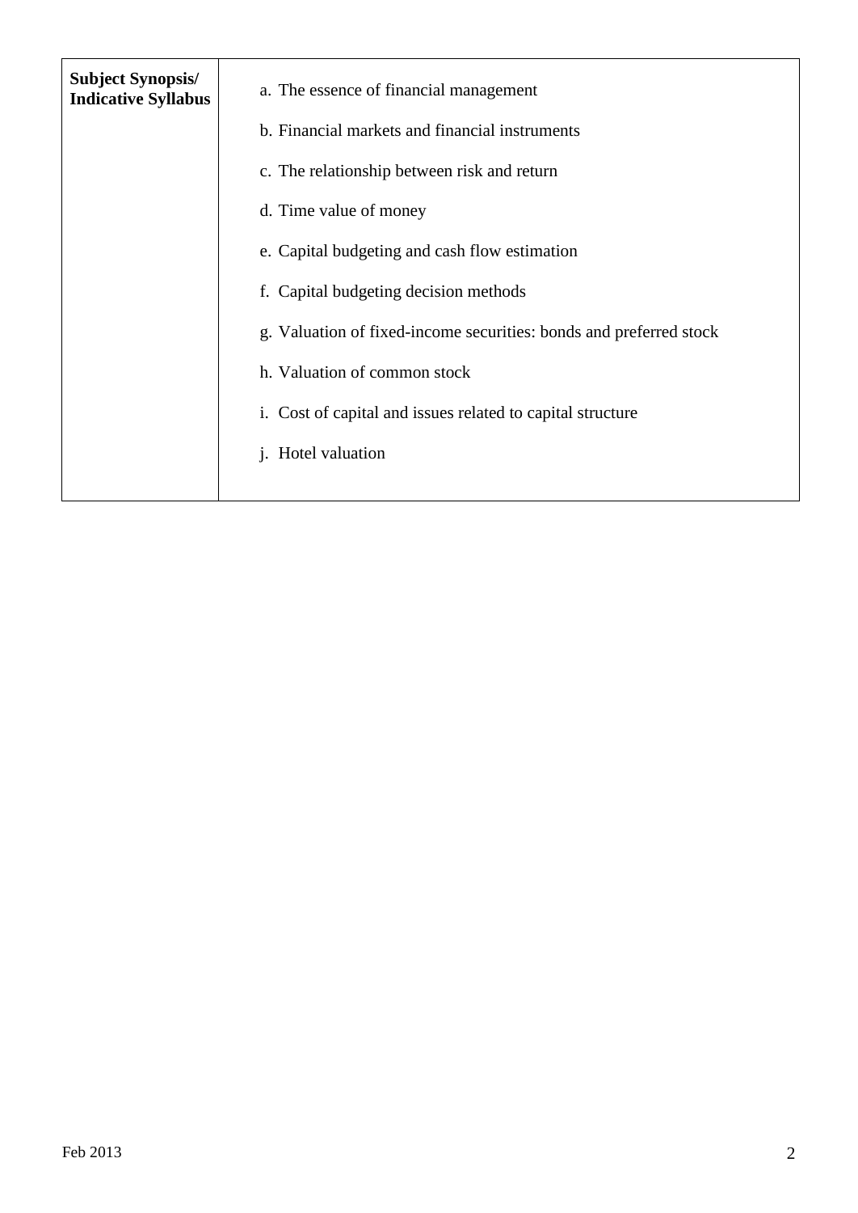| | |
|---|---|
| **Subject Synopsis/ Indicative Syllabus** | a. The essence of financial management<br><br>b. Financial markets and financial instruments<br><br>c. The relationship between risk and return<br><br>d. Time value of money<br><br>e. Capital budgeting and cash flow estimation<br><br>f. Capital budgeting decision methods<br><br>g. Valuation of fixed-income securities: bonds and preferred stock<br><br>h. Valuation of common stock<br><br>i. Cost of capital and issues related to capital structure<br><br>j. Hotel valuation |

Feb 2013